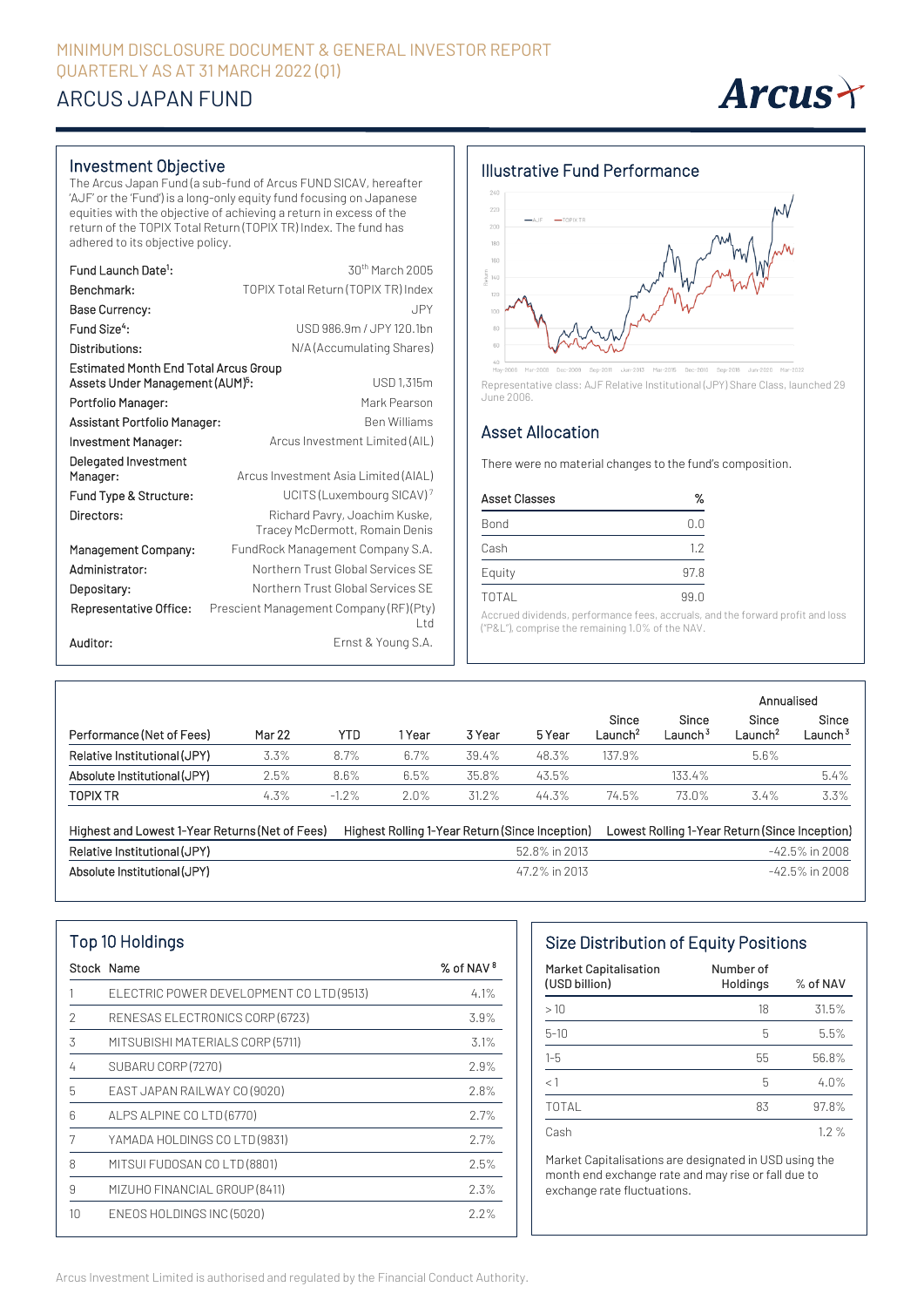MINIMUM DISCLOSURE DOCUMENT & GENERAL INVESTOR REPORT
QUARTERLY AS AT 31 MARCH 2022 (Q1)

# ARCUS JAPAN FUND

## Investment Objective

The Arcus Japan Fund (a sub-fund of Arcus FUND SICAV, hereafter 'AJF' or the 'Fund') is a long-only equity fund focusing on Japanese equities with the objective of achieving a return in excess of the return of the TOPIX Total Return (TOPIX TR) Index. The fund has adhered to its objective policy.

| | |
|---|---|
| Fund Launch Date[1]: | 30th March 2005 |
| Benchmark: | TOPIX Total Return (TOPIX TR) Index |
| Base Currency: | JPY |
| Fund Size[4]: | USD 986.9m / JPY 120.1bn |
| Distributions: | N/A (Accumulating Shares) |
| Estimated Month End Total Arcus Group Assets Under Management (AUM)[6]: | USD 1,315m |
| Portfolio Manager: | Mark Pearson |
| Assistant Portfolio Manager: | Ben Williams |
| Investment Manager: | Arcus Investment Limited (AIL) |
| Delegated Investment Manager: | Arcus Investment Asia Limited (AIAL) |
| Fund Type & Structure: | UCITS (Luxembourg SICAV)[7] |
| Directors: | Richard Pavry, Joachim Kuske, Tracey McDermott, Romain Denis |
| Management Company: | FundRock Management Company S.A. |
| Administrator: | Northern Trust Global Services SE |
| Depositary: | Northern Trust Global Services SE |
| Representative Office: | Prescient Management Company (RF)(Pty) Ltd |
| Auditor: | Ernst & Young S.A. |

## Illustrative Fund Performance

Representative class: AJF Relative Institutional (JPY) Share Class, launched 29 June 2006.

## Asset Allocation

There were no material changes to the fund's composition.

| Asset Classes | % |
|---|---|
| Bond | 0.0 |
| Cash | 1.2 |
| Equity | 97.8 |
| TOTAL | 99.0 |

Accrued dividends, performance fees, accruals, and the forward profit and loss ("P&L"), comprise the remaining 1.0% of the NAV.

| | | | | | | | | Annualised | |
|---|---|---|---|---|---|---|---|---|---|
| Performance (Net of Fees) | Mar 22 | YTD | 1 Year | 3 Year | 5 Year | Since Launch[2] | Since Launch[3] | Since Launch[2] | Since Launch[3] |
| Relative Institutional (JPY) | 3.3% | 8.7% | 6.7% | 39.4% | 48.3% | 137.9% | | 5.6% | |
| Absolute Institutional (JPY) | 2.5% | 8.6% | 6.5% | 35.8% | 43.5% | | 133.4% | | 5.4% |
| TOPIX TR | 4.3% | -1.2% | 2.0% | 31.2% | 44.3% | 74.5% | 73.0% | 3.4% | 3.3% |

| Highest and Lowest 1-Year Returns (Net of Fees) | Highest Rolling 1-Year Return (Since Inception) | Lowest Rolling 1-Year Return (Since Inception) |
|---|---|---|
| Relative Institutional (JPY) | 52.8% in 2013 | -42.5% in 2008 |
| Absolute Institutional (JPY) | 47.2% in 2013 | -42.5% in 2008 |

## Top 10 Holdings

| Stock | Name | % of NAV[8] |
|---|---|---|
| 1 | ELECTRIC POWER DEVELOPMENT CO LTD (9513) | 4.1% |
| 2 | RENESAS ELECTRONICS CORP (6723) | 3.9% |
| 3 | MITSUBISHI MATERIALS CORP (5711) | 3.1% |
| 4 | SUBARU CORP (7270) | 2.9% |
| 5 | EAST JAPAN RAILWAY CO (9020) | 2.8% |
| 6 | ALPS ALPINE CO LTD (6770) | 2.7% |
| 7 | YAMADA HOLDINGS CO LTD (9831) | 2.7% |
| 8 | MITSUI FUDOSAN CO LTD (8801) | 2.5% |
| 9 | MIZUHO FINANCIAL GROUP (8411) | 2.3% |
| 10 | ENEOS HOLDINGS INC (5020) | 2.2% |

## Size Distribution of Equity Positions

| Market Capitalisation (USD billion) | Number of Holdings | % of NAV |
|---|---|---|
| > 10 | 18 | 31.5% |
| 5-10 | 5 | 5.5% |
| 1-5 | 55 | 56.8% |
| < 1 | 5 | 4.0% |
| TOTAL | 83 | 97.8% |
| Cash | | 1.2 % |

Market Capitalisations are designated in USD using the month end exchange rate and may rise or fall due to exchange rate fluctuations.

Arcus Investment Limited is authorised and regulated by the Financial Conduct Authority.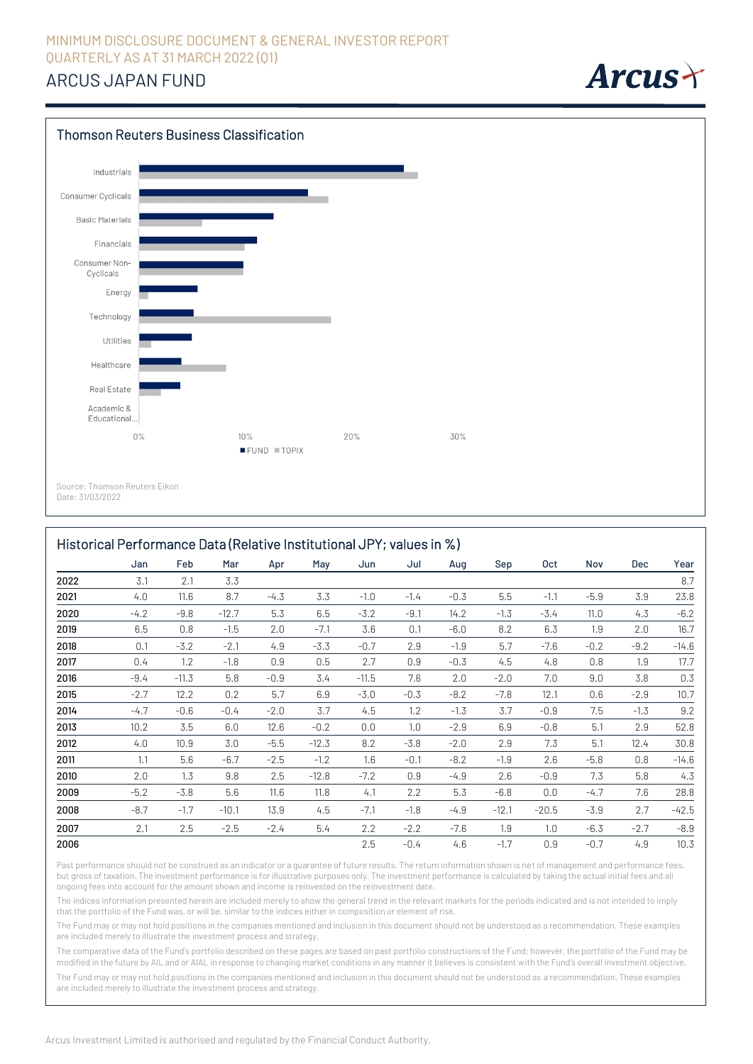## Thomson Reuters Business Classification

Industrials
Consumer Cyclicals
Basic Materials
Financials
Consumer Non-Cyclicals
Energy
Technology
Utilities
Healthcare
Real Estate
Academic & Educational...

0% 10% 20% 30%

■ FUND ■ TOPIX

Source: Thomson Reuters Eikon
Date: 31/03/2022

## Historical Performance Data (Relative Institutional JPY; values in %)

| | Jan | Feb | Mar | Apr | May | Jun | Jul | Aug | Sep | Oct | Nov | Dec | Year |
|---|---|---|---|---|---|---|---|---|---|---|---|---|---|
| **2022** | 3.1 | 2.1 | 3.3 | | | | | | | | | | 8.7 |
| **2021** | 4.0 | 11.6 | 8.7 | -4.3 | 3.3 | -1.0 | -1.4 | -0.3 | 5.5 | -1.1 | -5.9 | 3.9 | 23.8 |
| **2020** | -4.2 | -9.8 | -12.7 | 5.3 | 6.5 | -3.2 | -9.1 | 14.2 | -1.3 | -3.4 | 11.0 | 4.3 | -6.2 |
| **2019** | 6.5 | 0.8 | -1.5 | 2.0 | -7.1 | 3.6 | 0.1 | -6.0 | 8.2 | 6.3 | 1.9 | 2.0 | 16.7 |
| **2018** | 0.1 | -3.2 | -2.1 | 4.9 | -3.3 | -0.7 | 2.9 | -1.9 | 5.7 | -7.6 | -0.2 | -9.2 | -14.6 |
| **2017** | 0.4 | 1.2 | -1.8 | 0.9 | 0.5 | 2.7 | 0.9 | -0.3 | 4.5 | 4.8 | 0.8 | 1.9 | 17.7 |
| **2016** | -9.4 | -11.3 | 5.8 | -0.9 | 3.4 | -11.5 | 7.6 | 2.0 | -2.0 | 7.0 | 9.0 | 3.8 | 0.3 |
| **2015** | -2.7 | 12.2 | 0.2 | 5.7 | 6.9 | -3.0 | -0.3 | -8.2 | -7.8 | 12.1 | 0.6 | -2.9 | 10.7 |
| **2014** | -4.7 | -0.6 | -0.4 | -2.0 | 3.7 | 4.5 | 1.2 | -1.3 | 3.7 | -0.9 | 7.5 | -1.3 | 9.2 |
| **2013** | 10.2 | 3.5 | 6.0 | 12.6 | -0.2 | 0.0 | 1.0 | -2.9 | 6.9 | -0.8 | 5.1 | 2.9 | 52.8 |
| **2012** | 4.0 | 10.9 | 3.0 | -5.5 | -12.3 | 8.2 | -3.8 | -2.0 | 2.9 | 7.3 | 5.1 | 12.4 | 30.8 |
| **2011** | 1.1 | 5.6 | -6.7 | -2.5 | -1.2 | 1.6 | -0.1 | -8.2 | -1.9 | 2.6 | -5.8 | 0.8 | -14.6 |
| **2010** | 2.0 | 1.3 | 9.8 | 2.5 | -12.8 | -7.2 | 0.9 | -4.9 | 2.6 | -0.9 | 7.3 | 5.8 | 4.3 |
| **2009** | -5.2 | -3.8 | 5.6 | 11.6 | 11.8 | 4.1 | 2.2 | 5.3 | -6.8 | 0.0 | -4.7 | 7.6 | 28.8 |
| **2008** | -8.7 | -1.7 | -10.1 | 13.9 | 4.5 | -7.1 | -1.8 | -4.9 | -12.1 | -20.5 | -3.9 | 2.7 | -42.5 |
| **2007** | 2.1 | 2.5 | -2.5 | -2.4 | 5.4 | 2.2 | -2.2 | -7.6 | 1.9 | 1.0 | -6.3 | -2.7 | -8.9 |
| **2006** | | | | | | 2.5 | -0.4 | 4.6 | -1.7 | 0.9 | -0.7 | 4.9 | 10.3 |

Past performance should not be construed as an indicator or a guarantee of future results. The return information shown is net of management and performance fees, but gross of taxation. The investment performance is for illustrative purposes only. The investment performance is calculated by taking the actual initial fees and all ongoing fees into account for the amount shown and income is reinvested on the reinvestment date.

The indices information presented herein are included merely to show the general trend in the relevant markets for the periods indicated and is not intended to imply that the portfolio of the Fund was, or will be, similar to the indices either in composition or element of risk.

The Fund may or may not hold positions in the companies mentioned and inclusion in this document should not be understood as a recommendation. These examples are included merely to illustrate the investment process and strategy.

The comparative data of the Fund's portfolio described on these pages are based on past portfolio constructions of the Fund; however, the portfolio of the Fund may be modified in the future by AIL and or AIAL in response to changing market conditions in any manner it believes is consistent with the Fund's overall investment objective.

The Fund may or may not hold positions in the companies mentioned and inclusion in this document should not be understood as a recommendation. These examples are included merely to illustrate the investment process and strategy.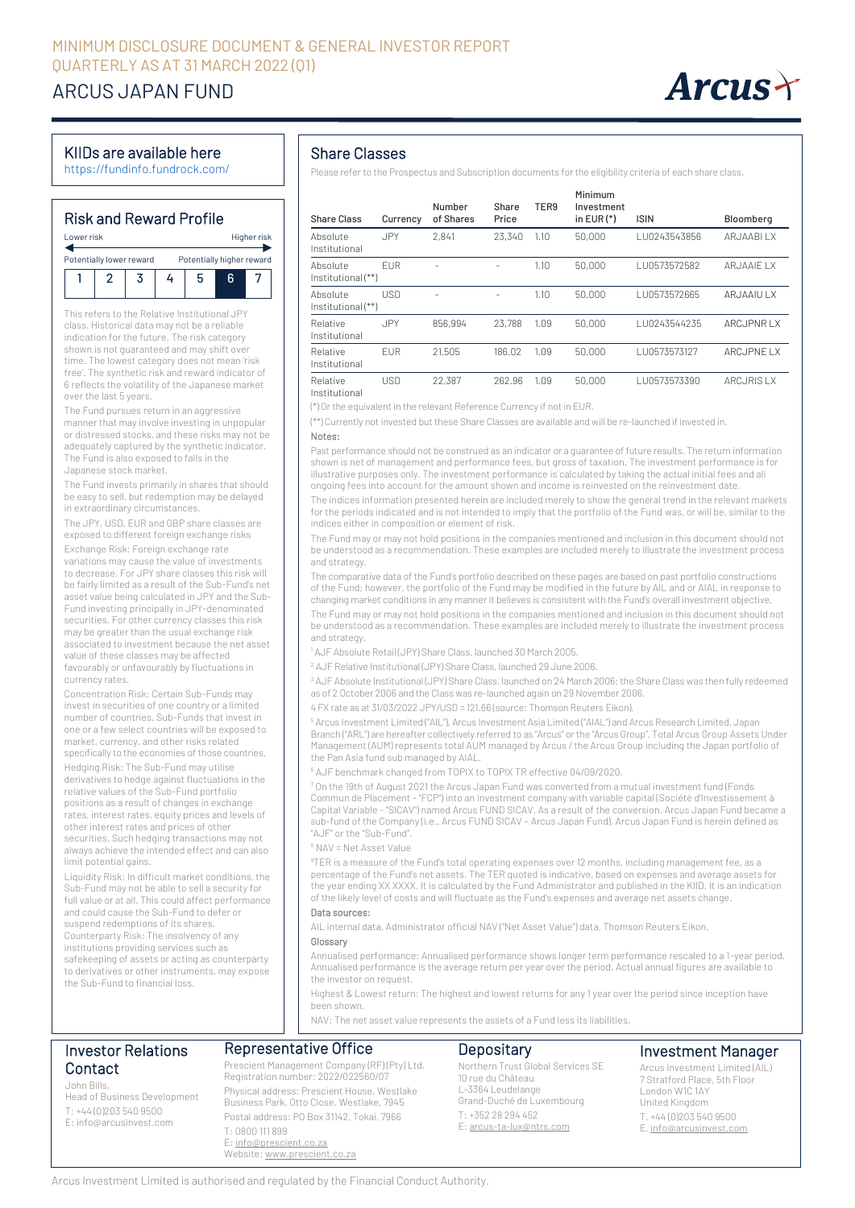# MINIMUM DISCLOSURE DOCUMENT & GENERAL INVESTOR REPORT QUARTERLY AS AT 31 MARCH 2022 (Q1)

# ARCUS JAPAN FUND

## KIIDs are available here

https://fundinfo.fundrock.com/

## Risk and Reward Profile

Lower risk — Higher risk

Potentially lower reward — Potentially higher reward

| 1 | 2 | 3 | 4 | 5 | **6** | 7 |
|---|---|---|---|---|---|---|

This refers to the Relative Institutional JPY class. Historical data may not be a reliable indication for the future. The risk category shown is not guaranteed and may shift over time. The lowest category does not mean 'risk free'. The synthetic risk and reward indicator of 6 reflects the volatility of the Japanese market over the last 5 years.

The Fund pursues return in an aggressive manner that may involve investing in unpopular or distressed stocks, and these risks may not be adequately captured by the synthetic indicator. The Fund is also exposed to falls in the Japanese stock market.

The Fund invests primarily in shares that should be easy to sell, but redemption may be delayed in extraordinary circumstances.

The JPY, USD, EUR and GBP share classes are exposed to different foreign exchange risks

Exchange Risk: Foreign exchange rate variations may cause the value of investments to decrease. For JPY share classes this risk will be fairly limited as a result of the Sub-Fund's net asset value being calculated in JPY and the Sub-Fund investing principally in JPY-denominated securities. For other currency classes this risk may be greater than the usual exchange risk associated to investment because the net asset value of these classes may be affected favourably or unfavourably by fluctuations in currency rates.

Concentration Risk: Certain Sub-Funds may invest in securities of one country or a limited number of countries. Sub-Funds that invest in one or a few select countries will be exposed to market, currency, and other risks related specifically to the economies of those countries.

Hedging Risk: The Sub-Fund may utilise derivatives to hedge against fluctuations in the relative values of the Sub-Fund portfolio positions as a result of changes in exchange rates, interest rates, equity prices and levels of other interest rates and prices of other securities. Such hedging transactions may not always achieve the intended effect and can also limit potential gains.

Liquidity Risk: In difficult market conditions, the Sub-Fund may not be able to sell a security for full value or at all. This could affect performance and could cause the Sub-Fund to defer or suspend redemptions of its shares.

Counterparty Risk: The insolvency of any institutions providing services such as safekeeping of assets or acting as counterparty to derivatives or other instruments, may expose the Sub-Fund to financial loss.

## Share Classes

Please refer to the Prospectus and Subscription documents for the eligibility criteria of each share class.

| Share Class | Currency | Number of Shares | Share Price | TER9 | Minimum Investment in EUR (*) | ISIN | Bloomberg |
|---|---|---|---|---|---|---|---|
| Absolute Institutional | JPY | 2,841 | 23,340 | 1.10 | 50,000 | LU0243543856 | ARJAABI LX |
| Absolute Institutional (**) | EUR | - | - | 1.10 | 50,000 | LU0573572582 | ARJAAIE LX |
| Absolute Institutional (**) | USD | - | - | 1.10 | 50,000 | LU0573572665 | ARJAAIU LX |
| Relative Institutional | JPY | 856,994 | 23,788 | 1.09 | 50,000 | LU0243544235 | ARCJPNR LX |
| Relative Institutional | EUR | 21,505 | 186.02 | 1.09 | 50,000 | LU0573573127 | ARCJPNE LX |
| Relative Institutional | USD | 22,387 | 262.96 | 1.09 | 50,000 | LU0573573390 | ARCJRIS LX |

(*) Or the equivalent in the relevant Reference Currency if not in EUR.

(**) Currently not invested but these Share Classes are available and will be re-launched if invested in.

Notes:

Past performance should not be construed as an indicator or a guarantee of future results. The return information shown is net of management and performance fees, but gross of taxation. The investment performance is for illustrative purposes only. The investment performance is calculated by taking the actual initial fees and all ongoing fees into account for the amount shown and income is reinvested on the reinvestment date.

The indices information presented herein are included merely to show the general trend in the relevant markets for the periods indicated and is not intended to imply that the portfolio of the Fund was, or will be, similar to the indices either in composition or element of risk.

The Fund may or may not hold positions in the companies mentioned and inclusion in this document should not be understood as a recommendation. These examples are included merely to illustrate the investment process and strategy.

The comparative data of the Fund's portfolio described on these pages are based on past portfolio constructions of the Fund; however, the portfolio of the Fund may be modified in the future by AIL and or AIAL in response to changing market conditions in any manner it believes is consistent with the Fund's overall investment objective.

The Fund may or may not hold positions in the companies mentioned and inclusion in this document should not be understood as a recommendation. These examples are included merely to illustrate the investment process and strategy.

[1] AJF Absolute Retail (JPY) Share Class, launched 30 March 2005.

[2] AJF Relative Institutional (JPY) Share Class, launched 29 June 2006.

[3] AJF Absolute Institutional (JPY) Share Class, launched on 24 March 2006; the Share Class was then fully redeemed as of 2 October 2006 and the Class was re-launched again on 29 November 2006.

4 FX rate as at 31/03/2022 JPY/USD = 121.66 (source: Thomson Reuters Eikon).

[5] Arcus Investment Limited ("AIL"), Arcus Investment Asia Limited ("AIAL") and Arcus Research Limited, Japan Branch ("ARL") are hereafter collectively referred to as "Arcus" or the "Arcus Group". Total Arcus Group Assets Under Management (AUM) represents total AUM managed by Arcus / the Arcus Group including the Japan portfolio of the Pan Asia fund sub managed by AIAL.

[6] AJF benchmark changed from TOPIX to TOPIX TR effective 04/09/2020.

[7] On the 19th of August 2021 the Arcus Japan Fund was converted from a mutual investment fund (Fonds Commun de Placement - "FCP") into an investment company with variable capital (Société d'Investissement à Capital Variable - "SICAV") named Arcus FUND SICAV. As a result of the conversion, Arcus Japan Fund became a sub-fund of the Company (i.e., Arcus FUND SICAV – Arcus Japan Fund), Arcus Japan Fund is herein defined as "AJF" or the "Sub-Fund".

[8] NAV = Net Asset Value

[9] TER is a measure of the Fund's total operating expenses over 12 months, including management fee, as a percentage of the Fund's net assets. The TER quoted is indicative, based on expenses and average assets for the year ending XX XXXX. It is calculated by the Fund Administrator and published in the KIID. It is an indication of the likely level of costs and will fluctuate as the Fund's expenses and average net assets change.

Data sources:

AIL internal data, Administrator official NAV ("Net Asset Value") data, Thomson Reuters Eikon.

Glossary

Annualised performance: Annualised performance shows longer term performance rescaled to a 1-year period. Annualised performance is the average return per year over the period. Actual annual figures are available to the investor on request.

Highest & Lowest return: The highest and lowest returns for any 1 year over the period since inception have been shown.

NAV: The net asset value represents the assets of a Fund less its liabilities.

## Investor Relations Contact

John Bills,
Head of Business Development
T: +44 (0)203 540 9500
E: info@arcusinvest.com

## Representative Office

Prescient Management Company (RF) (Pty) Ltd.
Registration number: 2022/022560/07
Physical address: Prescient House, Westlake Business Park, Otto Close, Westlake, 7945
Postal address: PO Box 31142, Tokai, 7966
T: 0800 111 899
E: info@prescient.co.za
Website: www.prescient.co.za

## Depositary

Northern Trust Global Services SE
10 rue du Château
L-3364 Leudelange
Grand-Duché de Luxembourg
T: +352 28 294 452
E: arcus-ta-lux@ntrs.com

## Investment Manager

Arcus Investment Limited (AIL)
7 Stratford Place, 5th Floor
London W1C 1AY
United Kingdom
T. +44 (0)203 540 9500
E. info@arcusinvest.com

Arcus Investment Limited is authorised and regulated by the Financial Conduct Authority.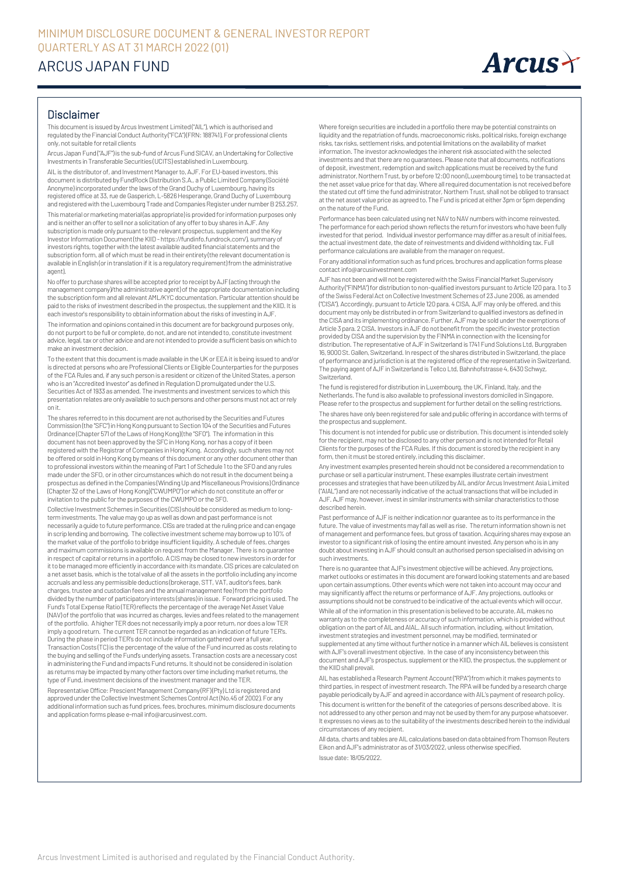# MINIMUM DISCLOSURE DOCUMENT & GENERAL INVESTOR REPORT QUARTERLY AS AT 31 MARCH 2022 (Q1)

# ARCUS JAPAN FUND

## Disclaimer

This document is issued by Arcus Investment Limited ("AIL"), which is authorised and regulated by the Financial Conduct Authority ("FCA") (FRN: 188741). For professional clients only, not suitable for retail clients

Arcus Japan Fund ("AJF") is the sub-fund of Arcus Fund SICAV, an Undertaking for Collective Investments in Transferable Securities (UCITS) established in Luxembourg.

AIL is the distributor of, and Investment Manager to, AJF. For EU-based investors, this document is distributed by FundRock Distribution S.A., a Public Limited Company (Société Anonyme) incorporated under the laws of the Grand Duchy of Luxembourg, having its registered office at 33, rue de Gasperich, L-5826 Hesperange, Grand Duchy of Luxembourg and registered with the Luxembourg Trade and Companies Register under number B 253.257.

This material or marketing material (as appropriate) is provided for information purposes only and is neither an offer to sell nor a solicitation of any offer to buy shares in AJF. Any subscription is made only pursuant to the relevant prospectus, supplement and the Key Investor Information Document (the KIID - https://fundinfo.fundrock.com/), summary of investors rights, together with the latest available audited financial statements and the subscription form, all of which must be read in their entirety (the relevant documentation is available in English (or in translation if it is a regulatory requirement) from the administrative agent).

No offer to purchase shares will be accepted prior to receipt by AJF (acting through the management company)/the administrative agent) of the appropriate documentation including the subscription form and all relevant AML/KYC documentation. Particular attention should be paid to the risks of investment described in the prospectus, the supplement and the KIID. It is each investor's responsibility to obtain information about the risks of investing in AJF.

The information and opinions contained in this document are for background purposes only, do not purport to be full or complete, do not, and are not intended to, constitute investment advice, legal, tax or other advice and are not intended to provide a sufficient basis on which to make an investment decision.

To the extent that this document is made available in the UK or EEA it is being issued to and/or is directed at persons who are Professional Clients or Eligible Counterparties for the purposes of the FCA Rules and, if any such person is a resident or citizen of the United States, a person who is an "Accredited Investor" as defined in Regulation D promulgated under the U.S. Securities Act of 1933 as amended. The investments and investment services to which this presentation relates are only available to such persons and other persons must not act or rely on it.

The shares referred to in this document are not authorised by the Securities and Futures Commission (the "SFC") in Hong Kong pursuant to Section 104 of the Securities and Futures Ordinance (Chapter 571 of the Laws of Hong Kong) (the "SFO"). The information in this document has not been approved by the SFC in Hong Kong, nor has a copy of it been registered with the Registrar of Companies in Hong Kong. Accordingly, such shares may not be offered or sold in Hong Kong by means of this document or any other document other than to professional investors within the meaning of Part 1 of Schedule 1 to the SFO and any rules made under the SFO, or in other circumstances which do not result in the document being a prospectus as defined in the Companies (Winding Up and Miscellaneous Provisions) Ordinance (Chapter 32 of the Laws of Hong Kong) ("CWUMPO") or which do not constitute an offer or invitation to the public for the purposes of the CWUMPO or the SFO.

Collective Investment Schemes in Securities (CIS) should be considered as medium to long-term investments. The value may go up as well as down and past performance is not necessarily a guide to future performance. CISs are traded at the ruling price and can engage in scrip lending and borrowing. The collective investment scheme may borrow up to 10% of the market value of the portfolio to bridge insufficient liquidity. A schedule of fees, charges and maximum commissions is available on request from the Manager. There is no guarantee in respect of capital or returns in a portfolio. A CIS may be closed to new investors in order for it to be managed more efficiently in accordance with its mandate. CIS prices are calculated on a net asset basis, which is the total value of all the assets in the portfolio including any income accruals and less any permissible deductions (brokerage, STT, VAT, auditor's fees, bank charges, trustee and custodian fees and the annual management fee) from the portfolio divided by the number of participatory interests (shares) in issue. Forward pricing is used. The Fund's Total Expense Ratio (TER) reflects the percentage of the average Net Asset Value (NAV) of the portfolio that was incurred as charges, levies and fees related to the management of the portfolio. A higher TER does not necessarily imply a poor return, nor does a low TER imply a good return. The current TER cannot be regarded as an indication of future TER's. During the phase in period TER's do not include information gathered over a full year. Transaction Costs (TC) is the percentage of the value of the Fund incurred as costs relating to the buying and selling of the Fund's underlying assets. Transaction costs are a necessary cost in administering the Fund and impacts Fund returns. It should not be considered in isolation as returns may be impacted by many other factors over time including market returns, the type of Fund, investment decisions of the investment manager and the TER.

Representative Office: Prescient Management Company (RF) (Pty) Ltd is registered and approved under the Collective Investment Schemes Control Act (No.45 of 2002). For any additional information such as fund prices, fees, brochures, minimum disclosure documents and application forms please e-mail info@arcusinvest.com.

Where foreign securities are included in a portfolio there may be potential constraints on liquidity and the repatriation of funds, macroeconomic risks, political risks, foreign exchange risks, tax risks, settlement risks, and potential limitations on the availability of market information. The investor acknowledges the inherent risk associated with the selected investments and that there are no guarantees. Please note that all documents, notifications of deposit, investment, redemption and switch applications must be received by the fund administrator, Northern Trust, by or before 12:00 noon (Luxembourg time), to be transacted at the net asset value price for that day. Where all required documentation is not received before the stated cut off time the fund administrator, Northern Trust, shall not be obliged to transact at the net asset value price as agreed to. The Fund is priced at either 3pm or 5pm depending on the nature of the Fund.

Performance has been calculated using net NAV to NAV numbers with income reinvested. The performance for each period shown reflects the return for investors who have been fully invested for that period. Individual investor performance may differ as a result of initial fees, the actual investment date, the date of reinvestments and dividend withholding tax. Full performance calculations are available from the manager on request.

For any additional information such as fund prices, brochures and application forms please contact info@arcusinvestment.com

AJF has not been and will not be registered with the Swiss Financial Market Supervisory Authority ("FINMA") for distribution to non-qualified investors pursuant to Article 120 para. 1 to 3 of the Swiss Federal Act on Collective Investment Schemes of 23 June 2006, as amended ("CISA"). Accordingly, pursuant to Article 120 para. 4 CISA, AJF may only be offered, and this document may only be distributed in or from Switzerland to qualified investors as defined in the CISA and its implementing ordinance. Further, AJF may be sold under the exemptions of Article 3 para. 2 CISA. Investors in AJF do not benefit from the specific investor protection provided by CISA and the supervision by the FINMA in connection with the licensing for distribution. The representative of AJF in Switzerland is 1741 Fund Solutions Ltd, Burggraben 16, 9000 St. Gallen, Switzerland. In respect of the shares distributed in Switzerland, the place of performance and jurisdiction is at the registered office of the representative in Switzerland. The paying agent of AJF in Switzerland is Tellco Ltd, Bahnhofstrasse 4, 6430 Schwyz, Switzerland.

The fund is registered for distribution in Luxembourg, the UK, Finland, Italy, and the Netherlands. The fund is also available to professional investors domiciled in Singapore. Please refer to the prospectus and supplement for further detail on the selling restrictions.

The shares have only been registered for sale and public offering in accordance with terms of the prospectus and supplement.

This document is not intended for public use or distribution. This document is intended solely for the recipient, may not be disclosed to any other person and is not intended for Retail Clients for the purposes of the FCA Rules. If this document is stored by the recipient in any form, then it must be stored entirely, including this disclaimer.

Any investment examples presented herein should not be considered a recommendation to purchase or sell a particular instrument. These examples illustrate certain investment processes and strategies that have been utilized by AIL and/or Arcus Investment Asia Limited ("AIAL") and are not necessarily indicative of the actual transactions that will be included in AJF. AJF may, however, invest in similar instruments with similar characteristics to those described herein.

Past performance of AJF is neither indication nor guarantee as to its performance in the future. The value of investments may fall as well as rise. The return information shown is net of management and performance fees, but gross of taxation. Acquiring shares may expose an investor to a significant risk of losing the entire amount invested. Any person who is in any doubt about investing in AJF should consult an authorised person specialised in advising on such investments.

There is no guarantee that AJF's investment objective will be achieved. Any projections, market outlooks or estimates in this document are forward looking statements and are based upon certain assumptions. Other events which were not taken into account may occur and may significantly affect the returns or performance of AJF. Any projections, outlooks or assumptions should not be construed to be indicative of the actual events which will occur.

While all of the information in this presentation is believed to be accurate, AIL makes no warranty as to the completeness or accuracy of such information, which is provided without obligation on the part of AIL and AIAL. All such information, including, without limitation, investment strategies and investment personnel, may be modified, terminated or supplemented at any time without further notice in a manner which AIL believes is consistent with AJF's overall investment objective. In the case of any inconsistency between this document and AJF's prospectus, supplement or the KIID, the prospectus, the supplement or the KIID shall prevail.

AIL has established a Research Payment Account ("RPA") from which it makes payments to third parties, in respect of investment research. The RPA will be funded by a research charge payable periodically by AJF and agreed in accordance with AIL's payment of research policy.

This document is written for the benefit of the categories of persons described above. It is not addressed to any other person and may not be used by them for any purpose whatsoever. It expresses no views as to the suitability of the investments described herein to the individual circumstances of any recipient.

All data, charts and tables are AIL calculations based on data obtained from Thomson Reuters Eikon and AJF's administrator as of 31/03/2022, unless otherwise specified.

Issue date: 18/05/2022.

Arcus Investment Limited is authorised and regulated by the Financial Conduct Authority.